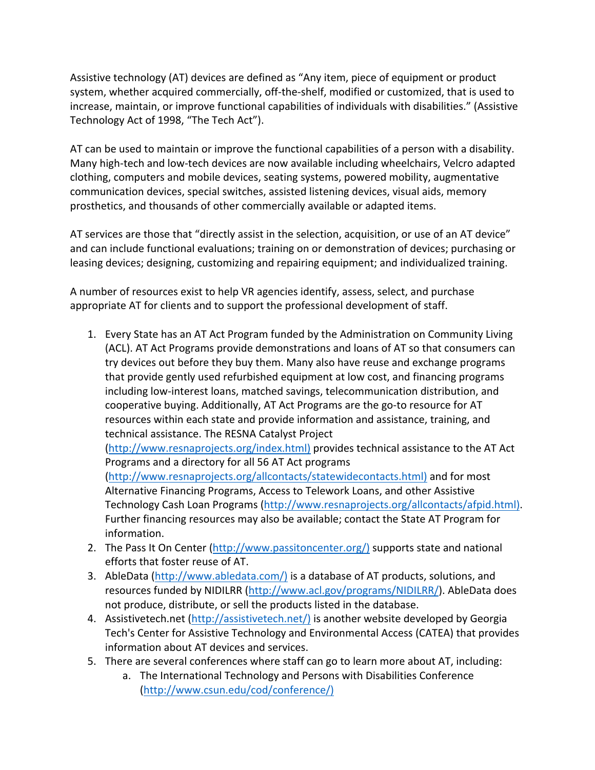Assistive technology (AT) devices are defined as "Any item, piece of equipment or product system, whether acquired commercially, off-the-shelf, modified or customized, that is used to increase, maintain, or improve functional capabilities of individuals with disabilities." (Assistive Technology Act of 1998, "The Tech Act").

AT can be used to maintain or improve the functional capabilities of a person with a disability. Many high-tech and low-tech devices are now available including wheelchairs, Velcro adapted clothing, computers and mobile devices, seating systems, powered mobility, augmentative communication devices, special switches, assisted listening devices, visual aids, memory prosthetics, and thousands of other commercially available or adapted items.

AT services are those that "directly assist in the selection, acquisition, or use of an AT device" and can include functional evaluations; training on or demonstration of devices; purchasing or leasing devices; designing, customizing and repairing equipment; and individualized training.

A number of resources exist to help VR agencies identify, assess, select, and purchase appropriate AT for clients and to support the professional development of staff.

1. Every State has an AT Act Program funded by the Administration on Community Living (ACL). AT Act Programs provide demonstrations and loans of AT so that consumers can try devices out before they buy them. Many also have reuse and exchange programs that provide gently used refurbished equipment at low cost, and financing programs including low-interest loans, matched savings, telecommunication distribution, and cooperative buying. Additionally, AT Act Programs are the go-to resource for AT resources within each state and provide information and assistance, training, and technical assistance. The RESNA Catalyst Project (http://www.resnaprojects.org/index.html) provides technical assistance to the AT Act Programs and a directory for all 56 AT Act programs (http://www.resnaprojects.org/allcontacts/statewidecontacts.html) and for most Alternative Financing Programs, Access to Telework Loans, and other Assistive Technology Cash Loan Programs (http://www.resnaprojects.org/allcontacts/afpid.html). Further financing resources may also be available; contact the State AT Program for information.
2. The Pass It On Center (http://www.passitoncenter.org/) supports state and national efforts that foster reuse of AT.
3. AbleData (http://www.abledata.com/) is a database of AT products, solutions, and resources funded by NIDILRR (http://www.acl.gov/programs/NIDILRR/). AbleData does not produce, distribute, or sell the products listed in the database.
4. Assistivetech.net (http://assistivetech.net/) is another website developed by Georgia Tech's Center for Assistive Technology and Environmental Access (CATEA) that provides information about AT devices and services.
5. There are several conferences where staff can go to learn more about AT, including:
    a. The International Technology and Persons with Disabilities Conference (http://www.csun.edu/cod/conference/)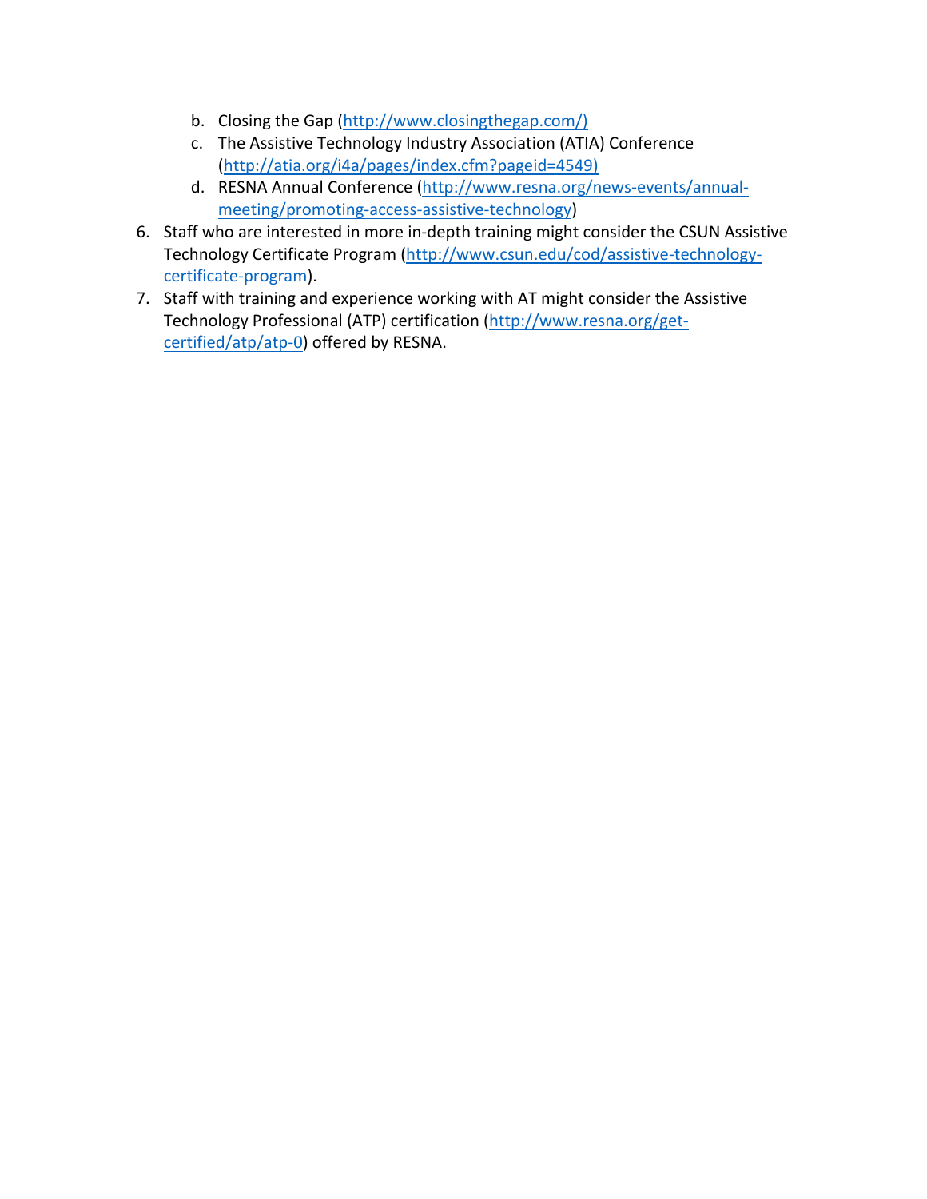b. Closing the Gap (http://www.closingthegap.com/)
   c. The Assistive Technology Industry Association (ATIA) Conference (http://atia.org/i4a/pages/index.cfm?pageid=4549)
   d. RESNA Annual Conference (http://www.resna.org/news-events/annual-meeting/promoting-access-assistive-technology)

6. Staff who are interested in more in-depth training might consider the CSUN Assistive Technology Certificate Program (http://www.csun.edu/cod/assistive-technology-certificate-program).
7. Staff with training and experience working with AT might consider the Assistive Technology Professional (ATP) certification (http://www.resna.org/get-certified/atp/atp-0) offered by RESNA.